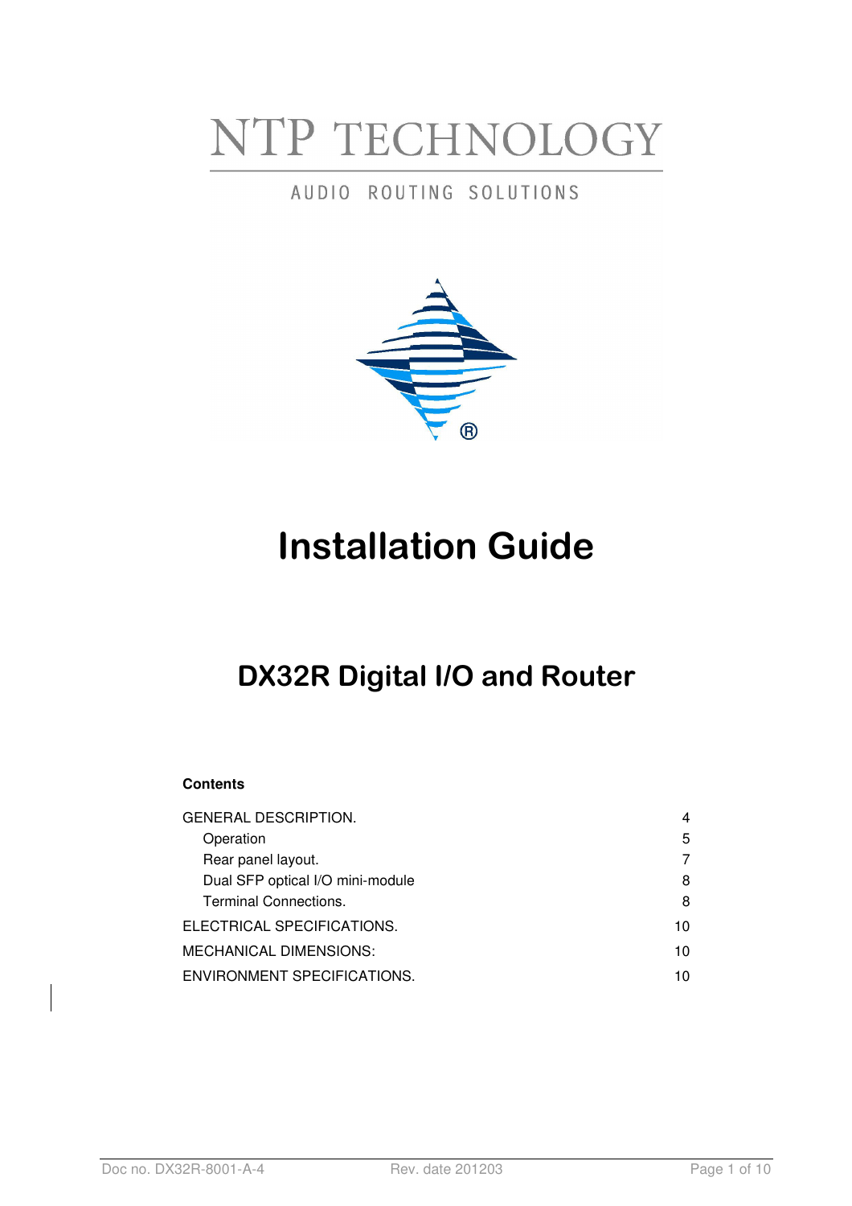NTP TECHNOLOGY

AUDIO ROUTING SOLUTIONS

# Installation Guide

## DX32R Digital I/O and Router

**Contents**

| | |
|---|---|
| GENERAL DESCRIPTION. | 4 |
| Operation | 5 |
| Rear panel layout. | 7 |
| Dual SFP optical I/O mini-module | 8 |
| Terminal Connections. | 8 |
| ELECTRICAL SPECIFICATIONS. | 10 |
| MECHANICAL DIMENSIONS: | 10 |
| ENVIRONMENT SPECIFICATIONS. | 10 |

Doc no. DX32R-8001-A-4 Rev. date 201203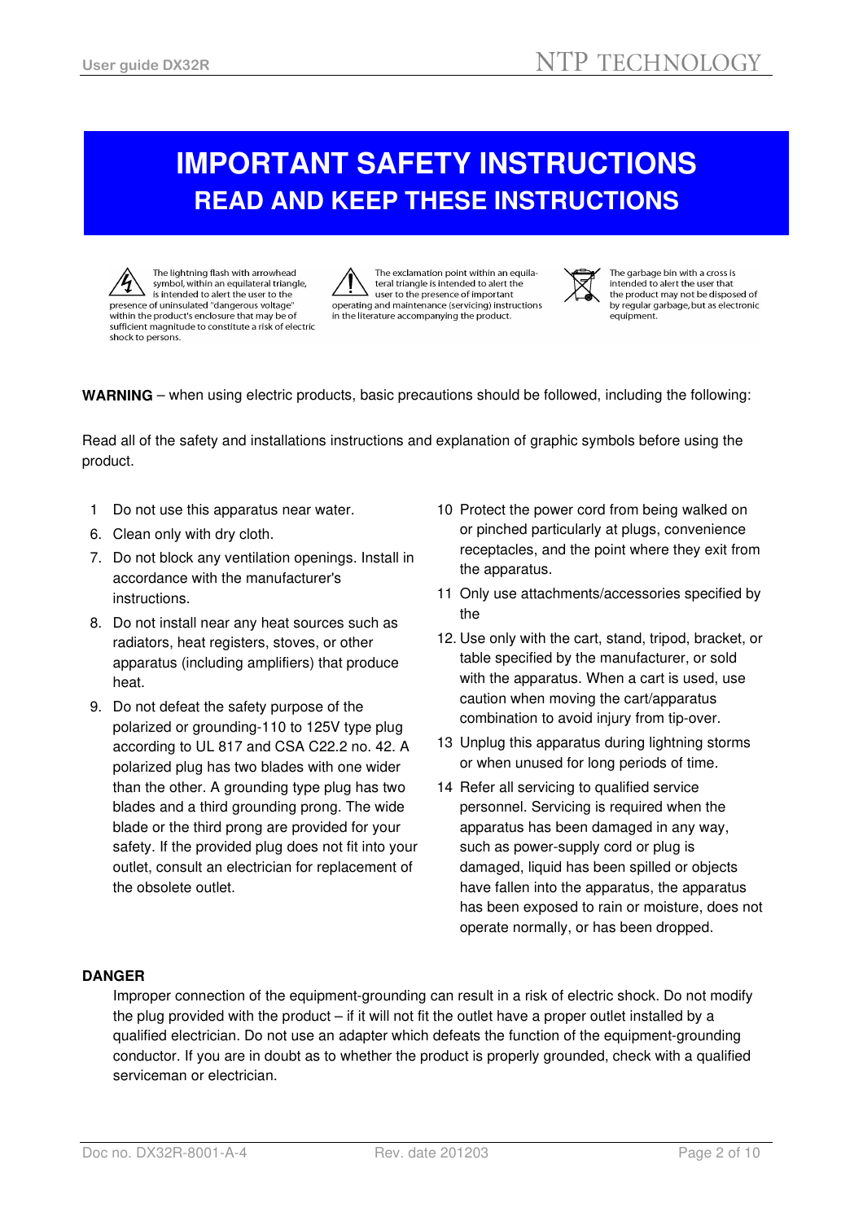# IMPORTANT SAFETY INSTRUCTIONS

## READ AND KEEP THESE INSTRUCTIONS

The lightning flash with arrowhead symbol, within an equilateral triangle, is intended to alert the user to the presence of uninsulated "dangerous voltage" within the product's enclosure that may be of sufficient magnitude to constitute a risk of electric shock to persons.

The exclamation point within an equilateral triangle is intended to alert the user to the presence of important operating and maintenance (servicing) instructions in the literature accompanying the product.

The garbage bin with a cross is intended to alert the user that the product may not be disposed of by regular garbage, but as electronic equipment.

**WARNING** – when using electric products, basic precautions should be followed, including the following:

Read all of the safety and installations instructions and explanation of graphic symbols before using the product.

1 Do not use this apparatus near water.

6. Clean only with dry cloth.

7. Do not block any ventilation openings. Install in accordance with the manufacturer's instructions.

8. Do not install near any heat sources such as radiators, heat registers, stoves, or other apparatus (including amplifiers) that produce heat.

9. Do not defeat the safety purpose of the polarized or grounding-110 to 125V type plug according to UL 817 and CSA C22.2 no. 42. A polarized plug has two blades with one wider than the other. A grounding type plug has two blades and a third grounding prong. The wide blade or the third prong are provided for your safety. If the provided plug does not fit into your outlet, consult an electrician for replacement of the obsolete outlet.

10 Protect the power cord from being walked on or pinched particularly at plugs, convenience receptacles, and the point where they exit from the apparatus.

11 Only use attachments/accessories specified by the

12. Use only with the cart, stand, tripod, bracket, or table specified by the manufacturer, or sold with the apparatus. When a cart is used, use caution when moving the cart/apparatus combination to avoid injury from tip-over.

13 Unplug this apparatus during lightning storms or when unused for long periods of time.

14 Refer all servicing to qualified service personnel. Servicing is required when the apparatus has been damaged in any way, such as power-supply cord or plug is damaged, liquid has been spilled or objects have fallen into the apparatus, the apparatus has been exposed to rain or moisture, does not operate normally, or has been dropped.

**DANGER**

Improper connection of the equipment-grounding can result in a risk of electric shock. Do not modify the plug provided with the product – if it will not fit the outlet have a proper outlet installed by a qualified electrician. Do not use an adapter which defeats the function of the equipment-grounding conductor. If you are in doubt as to whether the product is properly grounded, check with a qualified serviceman or electrician.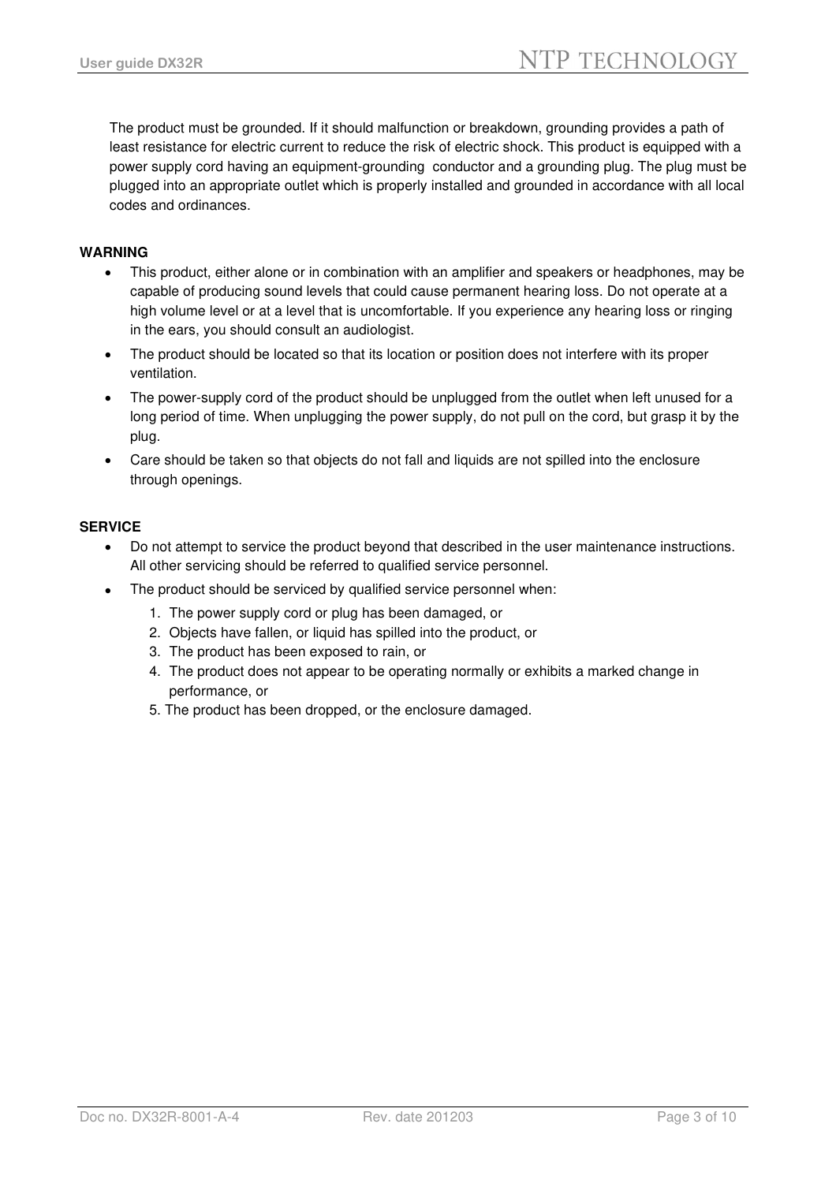The product must be grounded. If it should malfunction or breakdown, grounding provides a path of least resistance for electric current to reduce the risk of electric shock. This product is equipped with a power supply cord having an equipment-grounding conductor and a grounding plug. The plug must be plugged into an appropriate outlet which is properly installed and grounded in accordance with all local codes and ordinances.

**WARNING**

- This product, either alone or in combination with an amplifier and speakers or headphones, may be capable of producing sound levels that could cause permanent hearing loss. Do not operate at a high volume level or at a level that is uncomfortable. If you experience any hearing loss or ringing in the ears, you should consult an audiologist.
- The product should be located so that its location or position does not interfere with its proper ventilation.
- The power-supply cord of the product should be unplugged from the outlet when left unused for a long period of time. When unplugging the power supply, do not pull on the cord, but grasp it by the plug.
- Care should be taken so that objects do not fall and liquids are not spilled into the enclosure through openings.

**SERVICE**

- Do not attempt to service the product beyond that described in the user maintenance instructions. All other servicing should be referred to qualified service personnel.
- The product should be serviced by qualified service personnel when:
  1. The power supply cord or plug has been damaged, or
  2. Objects have fallen, or liquid has spilled into the product, or
  3. The product has been exposed to rain, or
  4. The product does not appear to be operating normally or exhibits a marked change in performance, or
  5. The product has been dropped, or the enclosure damaged.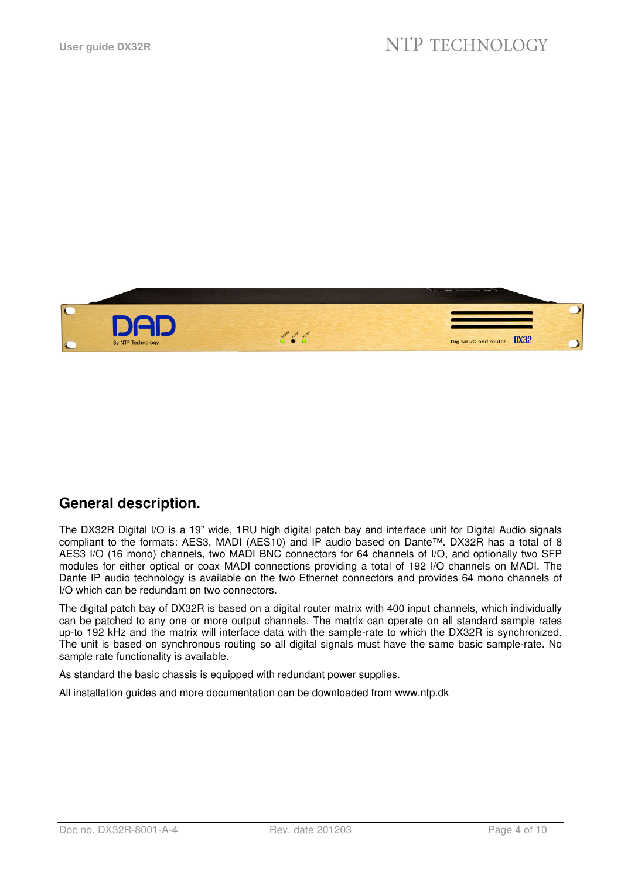## General description.

The DX32R Digital I/O is a 19" wide, 1RU high digital patch bay and interface unit for Digital Audio signals compliant to the formats: AES3, MADI (AES10) and IP audio based on Dante™. DX32R has a total of 8 AES3 I/O (16 mono) channels, two MADI BNC connectors for 64 channels of I/O, and optionally two SFP modules for either optical or coax MADI connections providing a total of 192 I/O channels on MADI. The Dante IP audio technology is available on the two Ethernet connectors and provides 64 mono channels of I/O which can be redundant on two connectors.

The digital patch bay of DX32R is based on a digital router matrix with 400 input channels, which individually can be patched to any one or more output channels. The matrix can operate on all standard sample rates up-to 192 kHz and the matrix will interface data with the sample-rate to which the DX32R is synchronized. The unit is based on synchronous routing so all digital signals must have the same basic sample-rate. No sample rate functionality is available.

As standard the basic chassis is equipped with redundant power supplies.

All installation guides and more documentation can be downloaded from www.ntp.dk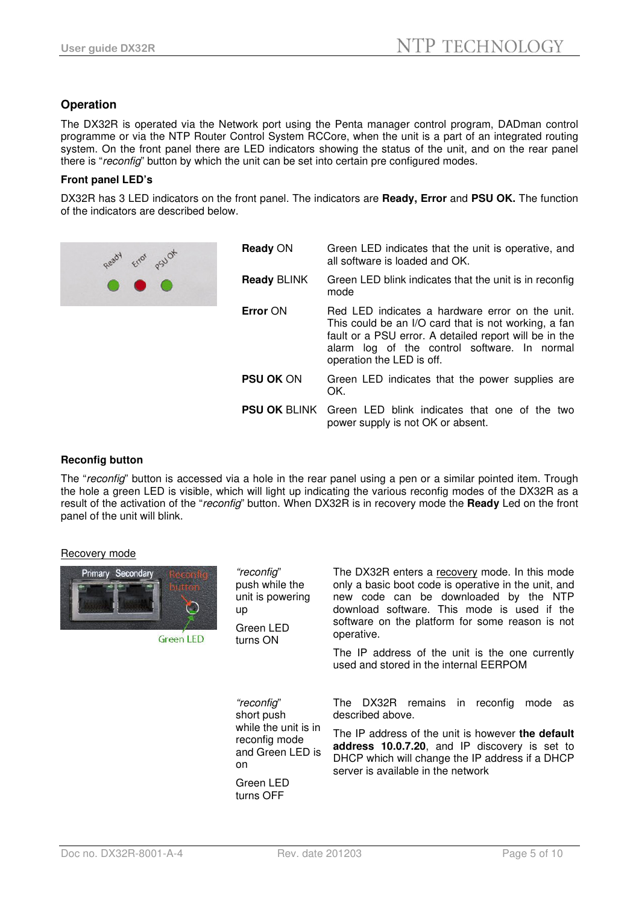## Operation

The DX32R is operated via the Network port using the Penta manager control program, DADman control programme or via the NTP Router Control System RCCore, when the unit is a part of an integrated routing system. On the front panel there are LED indicators showing the status of the unit, and on the rear panel there is "*reconfig*" button by which the unit can be set into certain pre configured modes.

### Front panel LED's

DX32R has 3 LED indicators on the front panel. The indicators are **Ready, Error** and **PSU OK.** The function of the indicators are described below.

| | |
|---|---|
| **Ready** ON | Green LED indicates that the unit is operative, and all software is loaded and OK. |
| **Ready** BLINK | Green LED blink indicates that the unit is in reconfig mode |
| **Error** ON | Red LED indicates a hardware error on the unit. This could be an I/O card that is not working, a fan fault or a PSU error. A detailed report will be in the alarm log of the control software. In normal operation the LED is off. |
| **PSU OK** ON | Green LED indicates that the power supplies are OK. |
| **PSU OK** BLINK | Green LED blink indicates that one of the two power supply is not OK or absent. |

### Reconfig button

The "*reconfig*" button is accessed via a hole in the rear panel using a pen or a similar pointed item. Trough the hole a green LED is visible, which will light up indicating the various reconfig modes of the DX32R as a result of the activation of the "*reconfig*" button. When DX32R is in recovery mode the **Ready** Led on the front panel of the unit will blink.

Recovery mode

| | |
|---|---|
| *"reconfig"* push while the unit is powering up<br><br>Green LED turns ON | The DX32R enters a recovery mode. In this mode only a basic boot code is operative in the unit, and new code can be downloaded by the NTP download software. This mode is used if the software on the platform for some reason is not operative.<br><br>The IP address of the unit is the one currently used and stored in the internal EERPOM |
| *"reconfig"* short push while the unit is in reconfig mode and Green LED is on<br><br>Green LED turns OFF | The DX32R remains in reconfig mode as described above.<br><br>The IP address of the unit is however **the default address 10.0.7.20**, and IP discovery is set to DHCP which will change the IP address if a DHCP server is available in the network |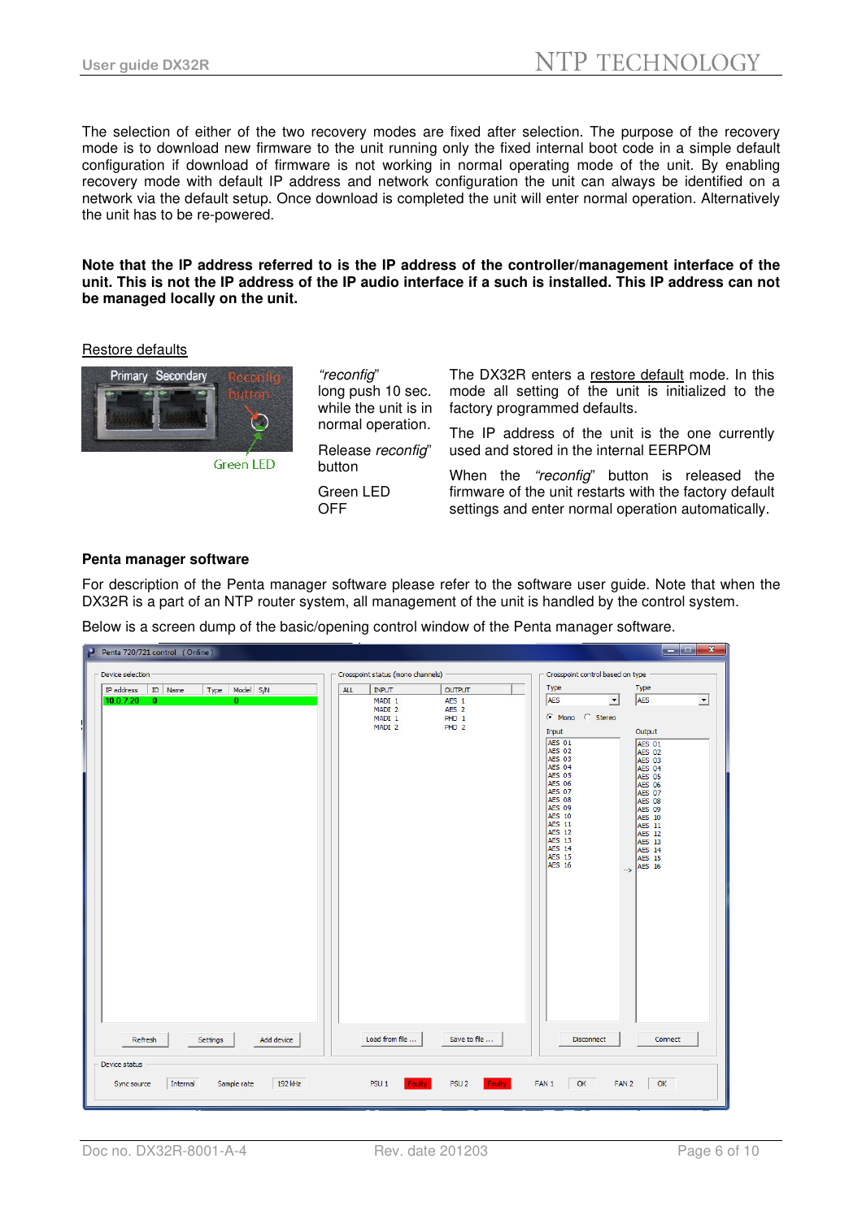The selection of either of the two recovery modes are fixed after selection. The purpose of the recovery mode is to download new firmware to the unit running only the fixed internal boot code in a simple default configuration if download of firmware is not working in normal operating mode of the unit. By enabling recovery mode with default IP address and network configuration the unit can always be identified on a network via the default setup. Once download is completed the unit will enter normal operation. Alternatively the unit has to be re-powered.

**Note that the IP address referred to is the IP address of the controller/management interface of the unit. This is not the IP address of the IP audio interface if a such is installed. This IP address can not be managed locally on the unit.**

Restore defaults

| | | |
|---|---|---|
| | *"reconfig"* long push 10 sec. while the unit is in normal operation. | The DX32R enters a restore default mode. In this mode all setting of the unit is initialized to the factory programmed defaults. |
| | Release *reconfig*" button | The IP address of the unit is the one currently used and stored in the internal EERPOM |
| | Green LED OFF | When the *"reconfig"* button is released the firmware of the unit restarts with the factory default settings and enter normal operation automatically. |

**Penta manager software**

For description of the Penta manager software please refer to the software user guide. Note that when the DX32R is a part of an NTP router system, all management of the unit is handled by the control system.

Below is a screen dump of the basic/opening control window of the Penta manager software.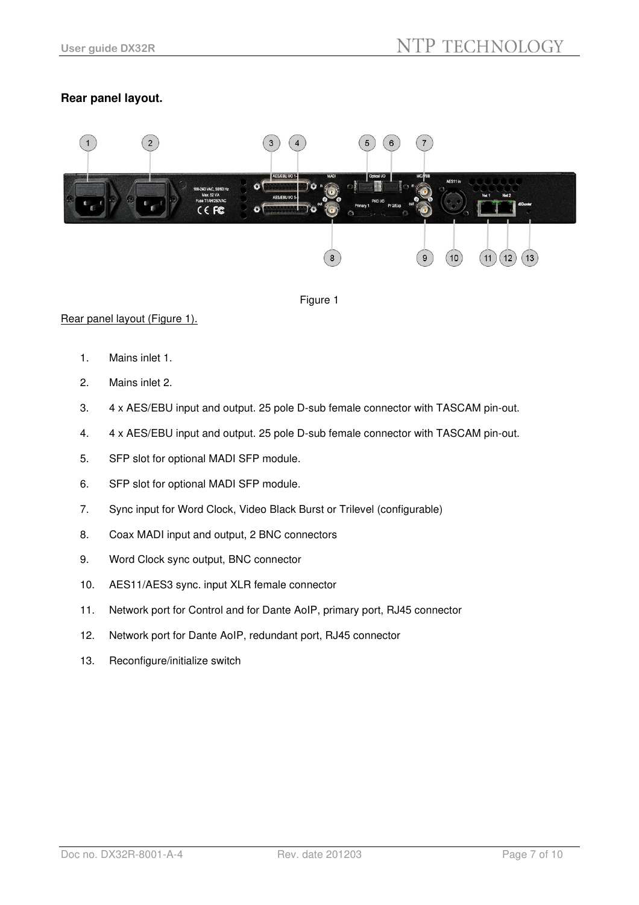**Rear panel layout.**

Figure 1

Rear panel layout (Figure 1).

1. Mains inlet 1.
2. Mains inlet 2.
3. 4 x AES/EBU input and output. 25 pole D-sub female connector with TASCAM pin-out.
4. 4 x AES/EBU input and output. 25 pole D-sub female connector with TASCAM pin-out.
5. SFP slot for optional MADI SFP module.
6. SFP slot for optional MADI SFP module.
7. Sync input for Word Clock, Video Black Burst or Trilevel (configurable)
8. Coax MADI input and output, 2 BNC connectors
9. Word Clock sync output, BNC connector
10. AES11/AES3 sync. input XLR female connector
11. Network port for Control and for Dante AoIP, primary port, RJ45 connector
12. Network port for Dante AoIP, redundant port, RJ45 connector
13. Reconfigure/initialize switch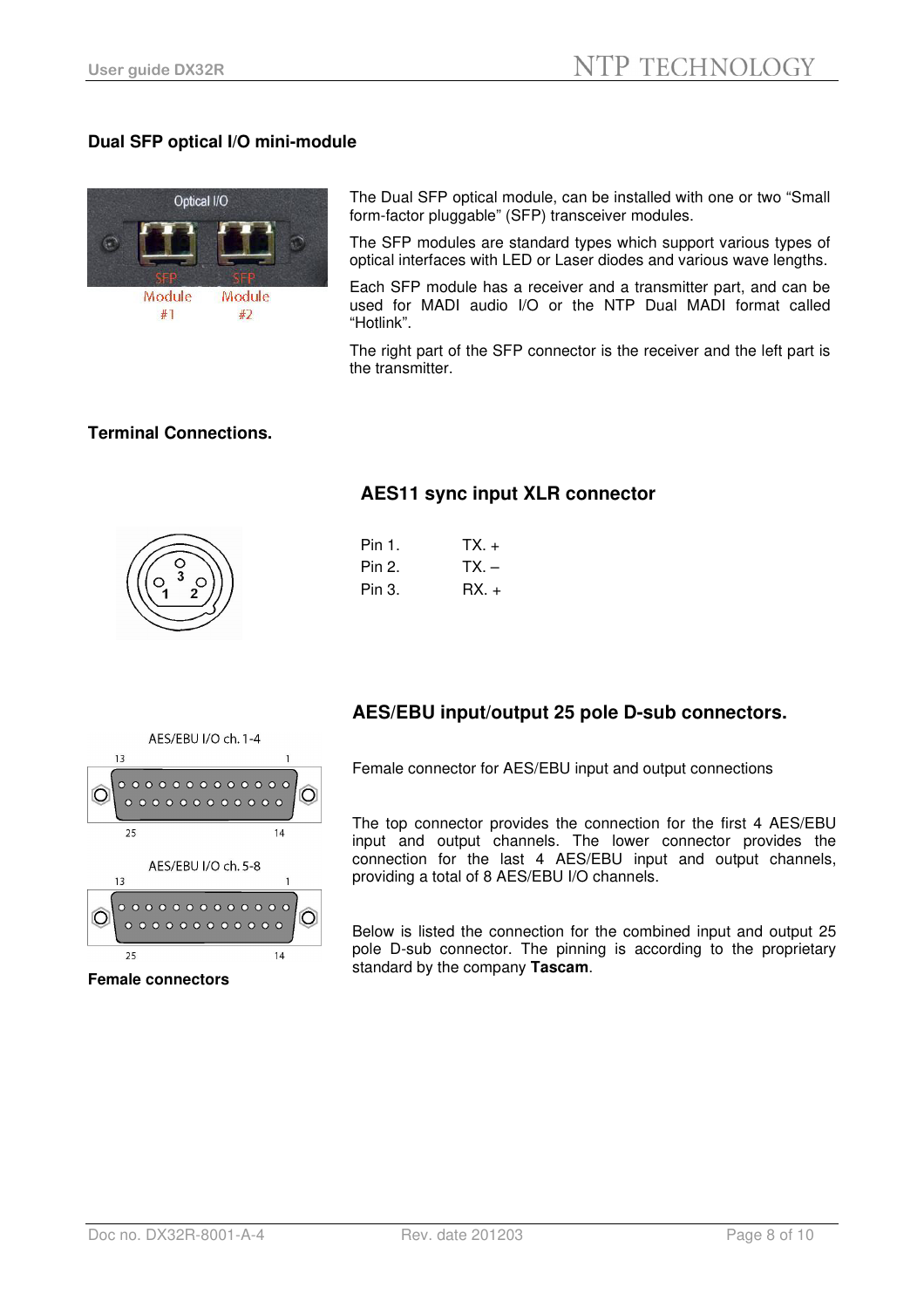## Dual SFP optical I/O mini-module

The Dual SFP optical module, can be installed with one or two “Small form-factor pluggable” (SFP) transceiver modules.

The SFP modules are standard types which support various types of optical interfaces with LED or Laser diodes and various wave lengths.

Each SFP module has a receiver and a transmitter part, and can be used for MADI audio I/O or the NTP Dual MADI format called “Hotlink”.

The right part of the SFP connector is the receiver and the left part is the transmitter.

## Terminal Connections.

### AES11 sync input XLR connector

| | |
|---|---|
| Pin 1. | TX. + |
| Pin 2. | TX. – |
| Pin 3. | RX. + |

### AES/EBU input/output 25 pole D-sub connectors.

Female connector for AES/EBU input and output connections

The top connector provides the connection for the first 4 AES/EBU input and output channels. The lower connector provides the connection for the last 4 AES/EBU input and output channels, providing a total of 8 AES/EBU I/O channels.

Below is listed the connection for the combined input and output 25 pole D-sub connector. The pinning is according to the proprietary standard by the company **Tascam**.

**Female connectors**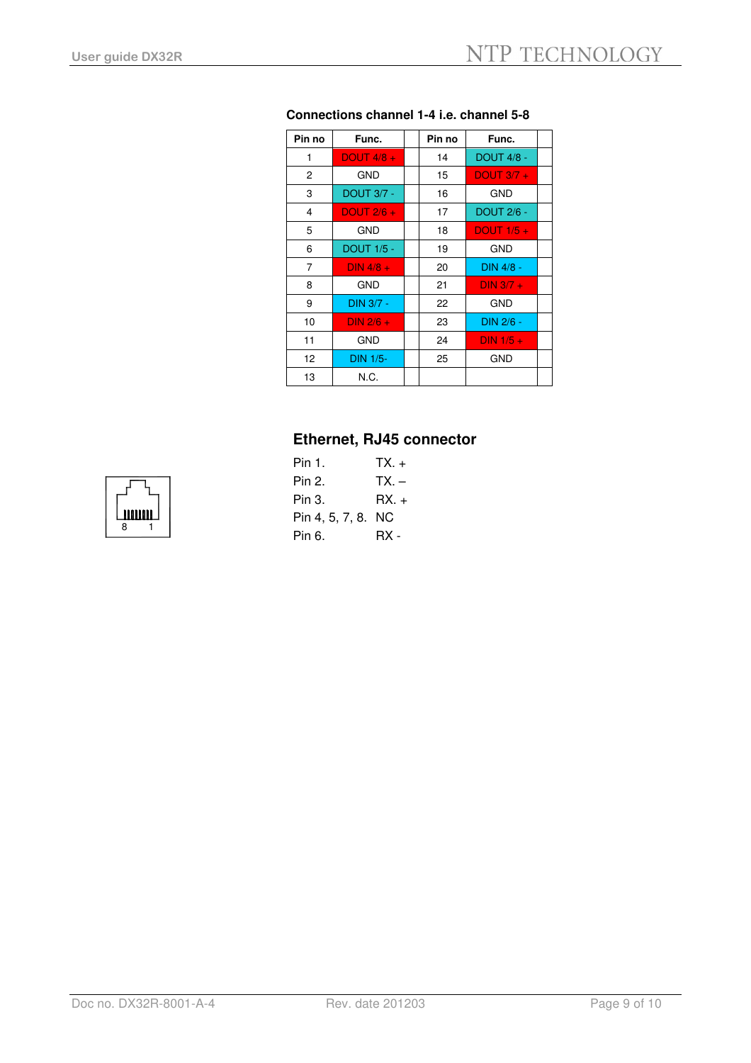### Connections channel 1-4 i.e. channel 5-8

| Pin no | Func. | | Pin no | Func. | |
|---|---|---|---|---|---|
| 1 | DOUT 4/8 + | | 14 | DOUT 4/8 - | |
| 2 | GND | | 15 | DOUT 3/7 + | |
| 3 | DOUT 3/7 - | | 16 | GND | |
| 4 | DOUT 2/6 + | | 17 | DOUT 2/6 - | |
| 5 | GND | | 18 | DOUT 1/5 + | |
| 6 | DOUT 1/5 - | | 19 | GND | |
| 7 | DIN 4/8 + | | 20 | DIN 4/8 - | |
| 8 | GND | | 21 | DIN 3/7 + | |
| 9 | DIN 3/7 - | | 22 | GND | |
| 10 | DIN 2/6 + | | 23 | DIN 2/6 - | |
| 11 | GND | | 24 | DIN 1/5 + | |
| 12 | DIN 1/5- | | 25 | GND | |
| 13 | N.C. | | | | |

## Ethernet, RJ45 connector

8 1

| | |
|---|---|
| Pin 1. | TX. + |
| Pin 2. | TX. – |
| Pin 3. | RX. + |
| Pin 4, 5, 7, 8. | NC |
| Pin 6. | RX - |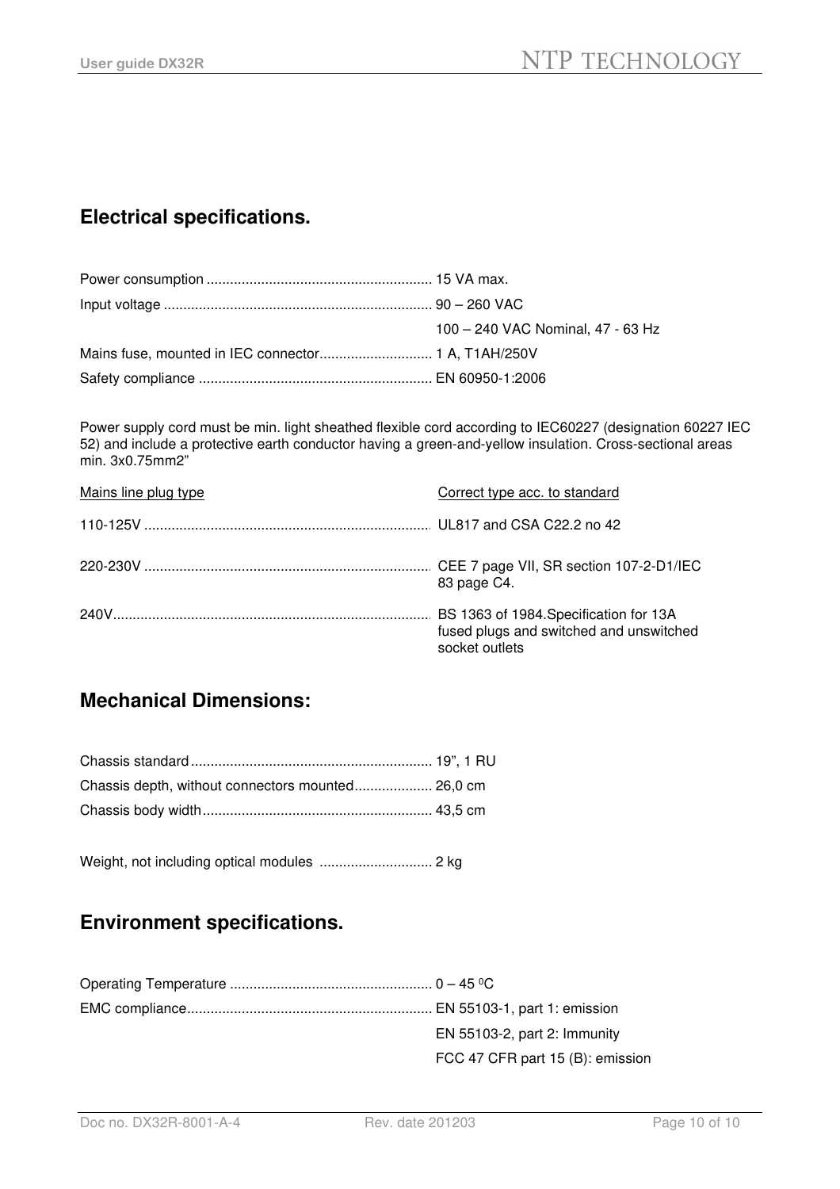## Electrical specifications.

Power consumption .......................................................... 15 VA max.

Input voltage ..................................................................... 90 – 260 VAC
100 – 240 VAC Nominal, 47 - 63 Hz

Mains fuse, mounted in IEC connector............................. 1 A, T1AH/250V

Safety compliance ............................................................ EN 60950-1:2006

Power supply cord must be min. light sheathed flexible cord according to IEC60227 (designation 60227 IEC 52) and include a protective earth conductor having a green-and-yellow insulation. Cross-sectional areas min. 3x0.75mm2"

| Mains line plug type | Correct type acc. to standard |
|---|---|
| 110-125V | UL817 and CSA C22.2 no 42 |
| 220-230V | CEE 7 page VII, SR section 107-2-D1/IEC 83 page C4. |
| 240V | BS 1363 of 1984.Specification for 13A fused plugs and switched and unswitched socket outlets |

## Mechanical Dimensions:

Chassis standard.............................................................. 19", 1 RU

Chassis depth, without connectors mounted.................... 26,0 cm

Chassis body width........................................................... 43,5 cm

Weight, not including optical modules ............................. 2 kg

## Environment specifications.

Operating Temperature .................................................... 0 – 45 $^{0}$C

EMC compliance............................................................... EN 55103-1, part 1: emission
EN 55103-2, part 2: Immunity
FCC 47 CFR part 15 (B): emission